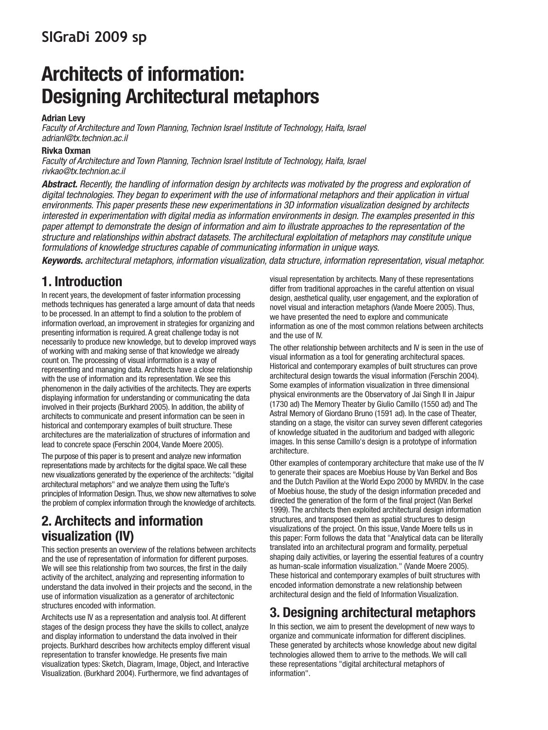# Architects of information: Designing Architectural metaphors

**Adrian Levy**
*Faculty of Architecture and Town Planning, Technion Israel Institute of Technology, Haifa, Israel*
*adrianl@tx.technion.ac.il*

**Rivka Oxman**
*Faculty of Architecture and Town Planning, Technion Israel Institute of Technology, Haifa, Israel*
*rivkao@tx.technion.ac.il*

***Abstract.*** *Recently, the handling of information design by architects was motivated by the progress and exploration of digital technologies. They began to experiment with the use of informational metaphors and their application in virtual environments. This paper presents these new experimentations in 3D information visualization designed by architects interested in experimentation with digital media as information environments in design. The examples presented in this paper attempt to demonstrate the design of information and aim to illustrate approaches to the representation of the structure and relationships within abstract datasets. The architectural exploitation of metaphors may constitute unique formulations of knowledge structures capable of communicating information in unique ways.*

***Keywords.*** *architectural metaphors, information visualization, data structure, information representation, visual metaphor.*

## 1. Introduction

In recent years, the development of faster information processing methods techniques has generated a large amount of data that needs to be processed. In an attempt to find a solution to the problem of information overload, an improvement in strategies for organizing and presenting information is required. A great challenge today is not necessarily to produce new knowledge, but to develop improved ways of working with and making sense of that knowledge we already count on. The processing of visual information is a way of representing and managing data. Architects have a close relationship with the use of information and its representation. We see this phenomenon in the daily activities of the architects. They are experts displaying information for understanding or communicating the data involved in their projects (Burkhard 2005). In addition, the ability of architects to communicate and present information can be seen in historical and contemporary examples of built structure. These architectures are the materialization of structures of information and lead to concrete space (Ferschin 2004, Vande Moere 2005).

The purpose of this paper is to present and analyze new information representations made by architects for the digital space. We call these new visualizations generated by the experience of the architects: "digital architectural metaphors" and we analyze them using the Tufte's principles of Information Design. Thus, we show new alternatives to solve the problem of complex information through the knowledge of architects.

## 2. Architects and information visualization (IV)

This section presents an overview of the relations between architects and the use of representation of information for different purposes. We will see this relationship from two sources, the first in the daily activity of the architect, analyzing and representing information to understand the data involved in their projects and the second, in the use of information visualization as a generator of architectonic structures encoded with information.

Architects use IV as a representation and analysis tool. At different stages of the design process they have the skills to collect, analyze and display information to understand the data involved in their projects. Burkhard describes how architects employ different visual representation to transfer knowledge. He presents five main visualization types: Sketch, Diagram, Image, Object, and Interactive Visualization. (Burkhard 2004). Furthermore, we find advantages of visual representation by architects. Many of these representations differ from traditional approaches in the careful attention on visual design, aesthetical quality, user engagement, and the exploration of novel visual and interaction metaphors (Vande Moere 2005). Thus, we have presented the need to explore and communicate information as one of the most common relations between architects and the use of IV.

The other relationship between architects and IV is seen in the use of visual information as a tool for generating architectural spaces. Historical and contemporary examples of built structures can prove architectural design towards the visual information (Ferschin 2004). Some examples of information visualization in three dimensional physical environments are the Observatory of Jai Singh II in Jaipur (1730 ad) The Memory Theater by Giulio Camillo (1550 ad) and The Astral Memory of Giordano Bruno (1591 ad). In the case of Theater, standing on a stage, the visitor can survey seven different categories of knowledge situated in the auditorium and badged with allegoric images. In this sense Camillo's design is a prototype of information architecture.

Other examples of contemporary architecture that make use of the IV to generate their spaces are Moebius House by Van Berkel and Bos and the Dutch Pavilion at the World Expo 2000 by MVRDV. In the case of Moebius house, the study of the design information preceded and directed the generation of the form of the final project (Van Berkel 1999). The architects then exploited architectural design information structures, and transposed them as spatial structures to design visualizations of the project. On this issue, Vande Moere tells us in this paper: Form follows the data that "Analytical data can be literally translated into an architectural program and formality, perpetual shaping daily activities, or layering the essential features of a country as human-scale information visualization." (Vande Moere 2005). These historical and contemporary examples of built structures with encoded information demonstrate a new relationship between architectural design and the field of Information Visualization.

## 3. Designing architectural metaphors

In this section, we aim to present the development of new ways to organize and communicate information for different disciplines. These generated by architects whose knowledge about new digital technologies allowed them to arrive to the methods. We will call these representations "digital architectural metaphors of information".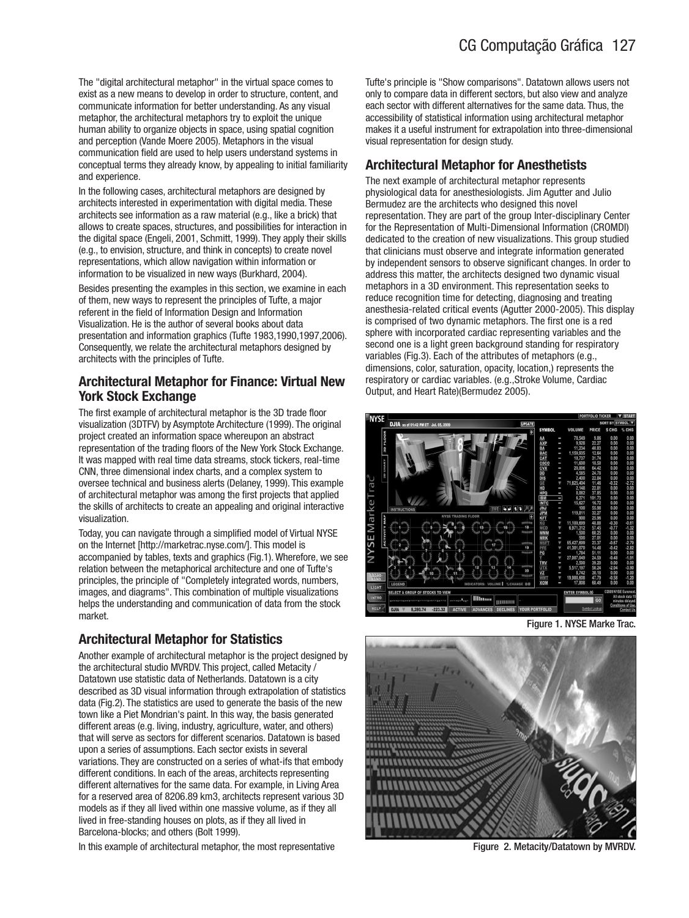The "digital architectural metaphor" in the virtual space comes to exist as a new means to develop in order to structure, content, and communicate information for better understanding. As any visual metaphor, the architectural metaphors try to exploit the unique human ability to organize objects in space, using spatial cognition and perception (Vande Moere 2005). Metaphors in the visual communication field are used to help users understand systems in conceptual terms they already know, by appealing to initial familiarity and experience.

In the following cases, architectural metaphors are designed by architects interested in experimentation with digital media. These architects see information as a raw material (e.g., like a brick) that allows to create spaces, structures, and possibilities for interaction in the digital space (Engeli, 2001, Schmitt, 1999). They apply their skills (e.g., to envision, structure, and think in concepts) to create novel representations, which allow navigation within information or information to be visualized in new ways (Burkhard, 2004).

Besides presenting the examples in this section, we examine in each of them, new ways to represent the principles of Tufte, a major referent in the field of Information Design and Information Visualization. He is the author of several books about data presentation and information graphics (Tufte 1983,1990,1997,2006). Consequently, we relate the architectural metaphors designed by architects with the principles of Tufte.

## Architectural Metaphor for Finance: Virtual New York Stock Exchange

The first example of architectural metaphor is the 3D trade floor visualization (3DTFV) by Asymptote Architecture (1999). The original project created an information space whereupon an abstract representation of the trading floors of the New York Stock Exchange. It was mapped with real time data streams, stock tickers, real-time CNN, three dimensional index charts, and a complex system to oversee technical and business alerts (Delaney, 1999). This example of architectural metaphor was among the first projects that applied the skills of architects to create an appealing and original interactive visualization.

Today, you can navigate through a simplified model of Virtual NYSE on the Internet [http://marketrac.nyse.com/]. This model is accompanied by tables, texts and graphics (Fig.1). Wherefore, we see relation between the metaphorical architecture and one of Tufte's principles, the principle of "Completely integrated words, numbers, images, and diagrams". This combination of multiple visualizations helps the understanding and communication of data from the stock market.

## Architectural Metaphor for Statistics

Another example of architectural metaphor is the project designed by the architectural studio MVRDV. This project, called Metacity / Datatown use statistic data of Netherlands. Datatown is a city described as 3D visual information through extrapolation of statistics data (Fig.2). The statistics are used to generate the basis of the new town like a Piet Mondrian's paint. In this way, the basis generated different areas (e.g. living, industry, agriculture, water, and others) that will serve as sectors for different scenarios. Datatown is based upon a series of assumptions. Each sector exists in several variations. They are constructed on a series of what-ifs that embody different conditions. In each of the areas, architects representing different alternatives for the same data. For example, in Living Area for a reserved area of 8206.89 km3, architects represent various 3D models as if they all lived within one massive volume, as if they all lived in free-standing houses on plots, as if they all lived in Barcelona-blocks; and others (Bolt 1999).

In this example of architectural metaphor, the most representative Tufte's principle is "Show comparisons". Datatown allows users not only to compare data in different sectors, but also view and analyze each sector with different alternatives for the same data. Thus, the accessibility of statistical information using architectural metaphor makes it a useful instrument for extrapolation into three-dimensional visual representation for design study.

## Architectural Metaphor for Anesthetists

The next example of architectural metaphor represents physiological data for anesthesiologists. Jim Agutter and Julio Bermudez are the architects who designed this novel representation. They are part of the group Inter-disciplinary Center for the Representation of Multi-Dimensional Information (CROMDI) dedicated to the creation of new visualizations. This group studied that clinicians must observe and integrate information generated by independent sensors to observe significant changes. In order to address this matter, the architects designed two dynamic visual metaphors in a 3D environment. This representation seeks to reduce recognition time for detecting, diagnosing and treating anesthesia-related critical events (Agutter 2000-2005). This display is comprised of two dynamic metaphors. The first one is a red sphere with incorporated cardiac representing variables and the second one is a light green background standing for respiratory variables (Fig.3). Each of the attributes of metaphors (e.g., dimensions, color, saturation, opacity, location,) represents the respiratory or cardiac variables. (e.g.,Stroke Volume, Cardiac Output, and Heart Rate)(Bermudez 2005).

Figure 1. NYSE Marke Trac.

Figure 2. Metacity/Datatown by MVRDV.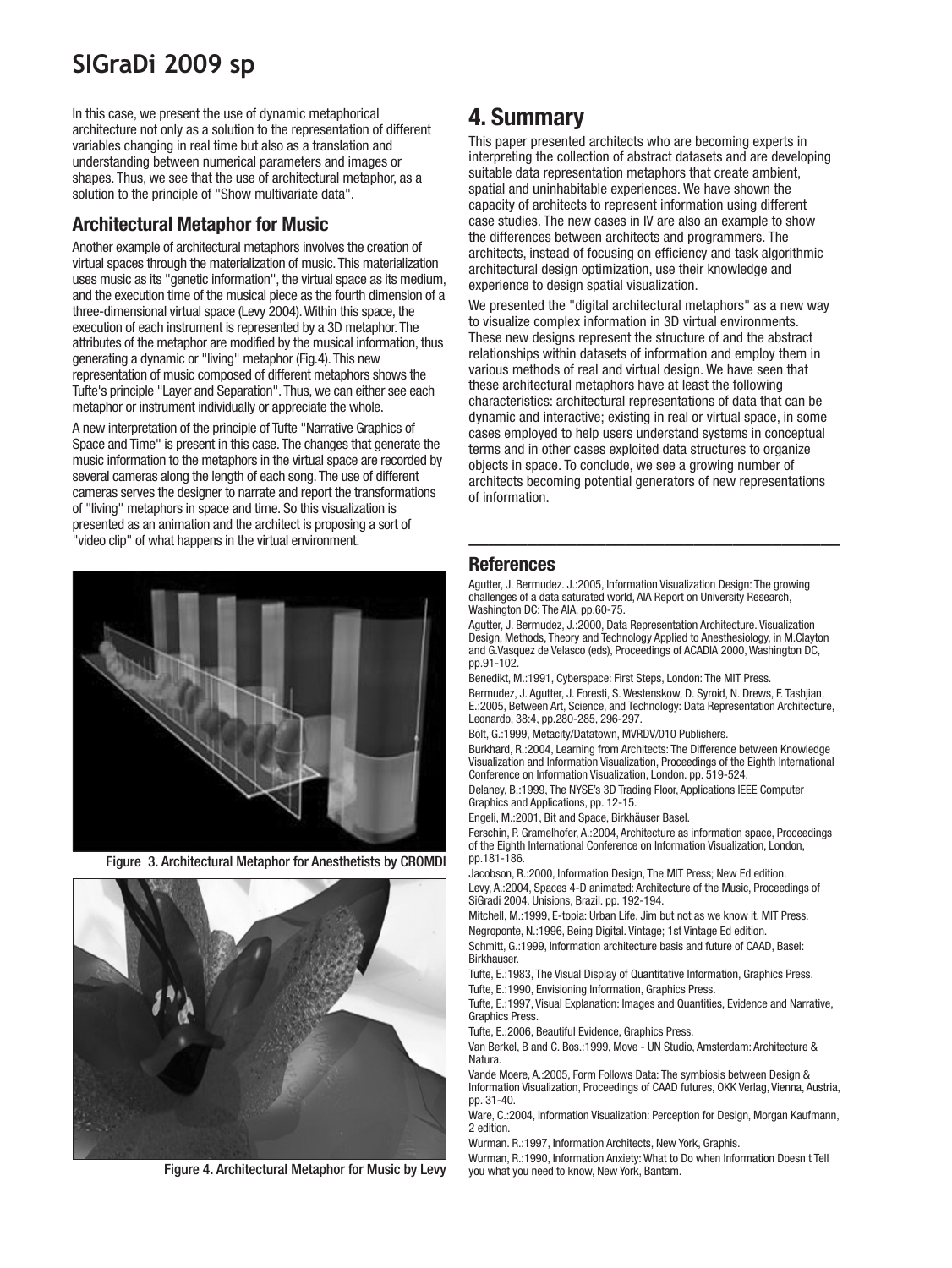In this case, we present the use of dynamic metaphorical architecture not only as a solution to the representation of different variables changing in real time but also as a translation and understanding between numerical parameters and images or shapes. Thus, we see that the use of architectural metaphor, as a solution to the principle of "Show multivariate data".

### Architectural Metaphor for Music

Another example of architectural metaphors involves the creation of virtual spaces through the materialization of music. This materialization uses music as its "genetic information", the virtual space as its medium, and the execution time of the musical piece as the fourth dimension of a three-dimensional virtual space (Levy 2004). Within this space, the execution of each instrument is represented by a 3D metaphor. The attributes of the metaphor are modified by the musical information, thus generating a dynamic or "living" metaphor (Fig.4). This new representation of music composed of different metaphors shows the Tufte's principle "Layer and Separation". Thus, we can either see each metaphor or instrument individually or appreciate the whole.

A new interpretation of the principle of Tufte "Narrative Graphics of Space and Time" is present in this case. The changes that generate the music information to the metaphors in the virtual space are recorded by several cameras along the length of each song. The use of different cameras serves the designer to narrate and report the transformations of "living" metaphors in space and time. So this visualization is presented as an animation and the architect is proposing a sort of "video clip" of what happens in the virtual environment.

Figure 3. Architectural Metaphor for Anesthetists by CROMDI

Figure 4. Architectural Metaphor for Music by Levy

## 4. Summary

This paper presented architects who are becoming experts in interpreting the collection of abstract datasets and are developing suitable data representation metaphors that create ambient, spatial and uninhabitable experiences. We have shown the capacity of architects to represent information using different case studies. The new cases in IV are also an example to show the differences between architects and programmers. The architects, instead of focusing on efficiency and task algorithmic architectural design optimization, use their knowledge and experience to design spatial visualization.

We presented the "digital architectural metaphors" as a new way to visualize complex information in 3D virtual environments. These new designs represent the structure of and the abstract relationships within datasets of information and employ them in various methods of real and virtual design. We have seen that these architectural metaphors have at least the following characteristics: architectural representations of data that can be dynamic and interactive; existing in real or virtual space, in some cases employed to help users understand systems in conceptual terms and in other cases exploited data structures to organize objects in space. To conclude, we see a growing number of architects becoming potential generators of new representations of information.

## References

Agutter, J. Bermudez. J.:2005, Information Visualization Design: The growing challenges of a data saturated world, AIA Report on University Research, Washington DC: The AIA, pp.60-75.

Agutter, J. Bermudez, J.:2000, Data Representation Architecture. Visualization Design, Methods, Theory and Technology Applied to Anesthesiology, in M.Clayton and G.Vasquez de Velasco (eds), Proceedings of ACADIA 2000, Washington DC, pp.91-102.

Benedikt, M.:1991, Cyberspace: First Steps, London: The MIT Press.

Bermudez, J. Agutter, J. Foresti, S. Westenskow, D. Syroid, N. Drews, F. Tashjian, E.:2005, Between Art, Science, and Technology: Data Representation Architecture, Leonardo, 38:4, pp.280-285, 296-297.

Bolt, G.:1999, Metacity/Datatown, MVRDV/010 Publishers.

Burkhard, R.:2004, Learning from Architects: The Difference between Knowledge Visualization and Information Visualization, Proceedings of the Eighth International Conference on Information Visualization, London. pp. 519-524.

Delaney, B.:1999, The NYSE's 3D Trading Floor, Applications IEEE Computer Graphics and Applications, pp. 12-15.

Engeli, M.:2001, Bit and Space, Birkhäuser Basel.

Ferschin, P. Gramelhofer, A.:2004, Architecture as information space, Proceedings of the Eighth International Conference on Information Visualization, London, pp.181-186.

Jacobson, R.:2000, Information Design, The MIT Press; New Ed edition.

Levy, A.:2004, Spaces 4-D animated: Architecture of the Music, Proceedings of SiGradi 2004. Unisions, Brazil. pp. 192-194.

Mitchell, M.:1999, E-topia: Urban Life, Jim but not as we know it. MIT Press.

Negroponte, N.:1996, Being Digital. Vintage; 1st Vintage Ed edition.

Schmitt, G.:1999, Information architecture basis and future of CAAD, Basel: Birkhauser.

Tufte, E.:1983, The Visual Display of Quantitative Information, Graphics Press.

Tufte, E.:1990, Envisioning Information, Graphics Press.

Tufte, E.:1997, Visual Explanation: Images and Quantities, Evidence and Narrative, Graphics Press.

Tufte, E.:2006, Beautiful Evidence, Graphics Press.

Van Berkel, B and C. Bos.:1999, Move - UN Studio, Amsterdam: Architecture & Natura.

Vande Moere, A.:2005, Form Follows Data: The symbiosis between Design & Information Visualization, Proceedings of CAAD futures, OKK Verlag, Vienna, Austria, pp. 31-40.

Ware, C.:2004, Information Visualization: Perception for Design, Morgan Kaufmann, 2 edition.

Wurman. R.:1997, Information Architects, New York, Graphis.

Wurman, R.:1990, Information Anxiety: What to Do when Information Doesn't Tell you what you need to know, New York, Bantam.